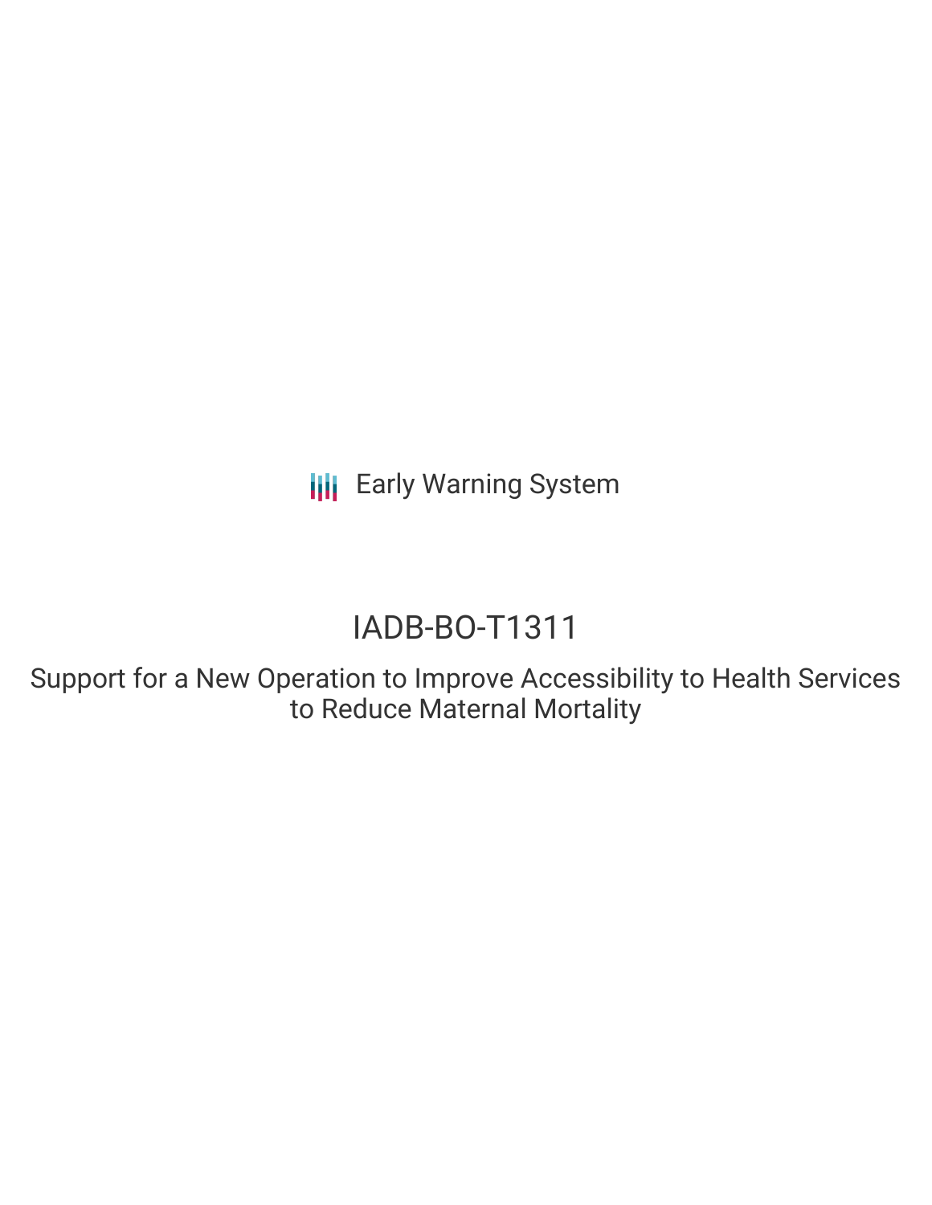Early Warning System

# IADB-BO-T1311

## Support for a New Operation to Improve Accessibility to Health Services to Reduce Maternal Mortality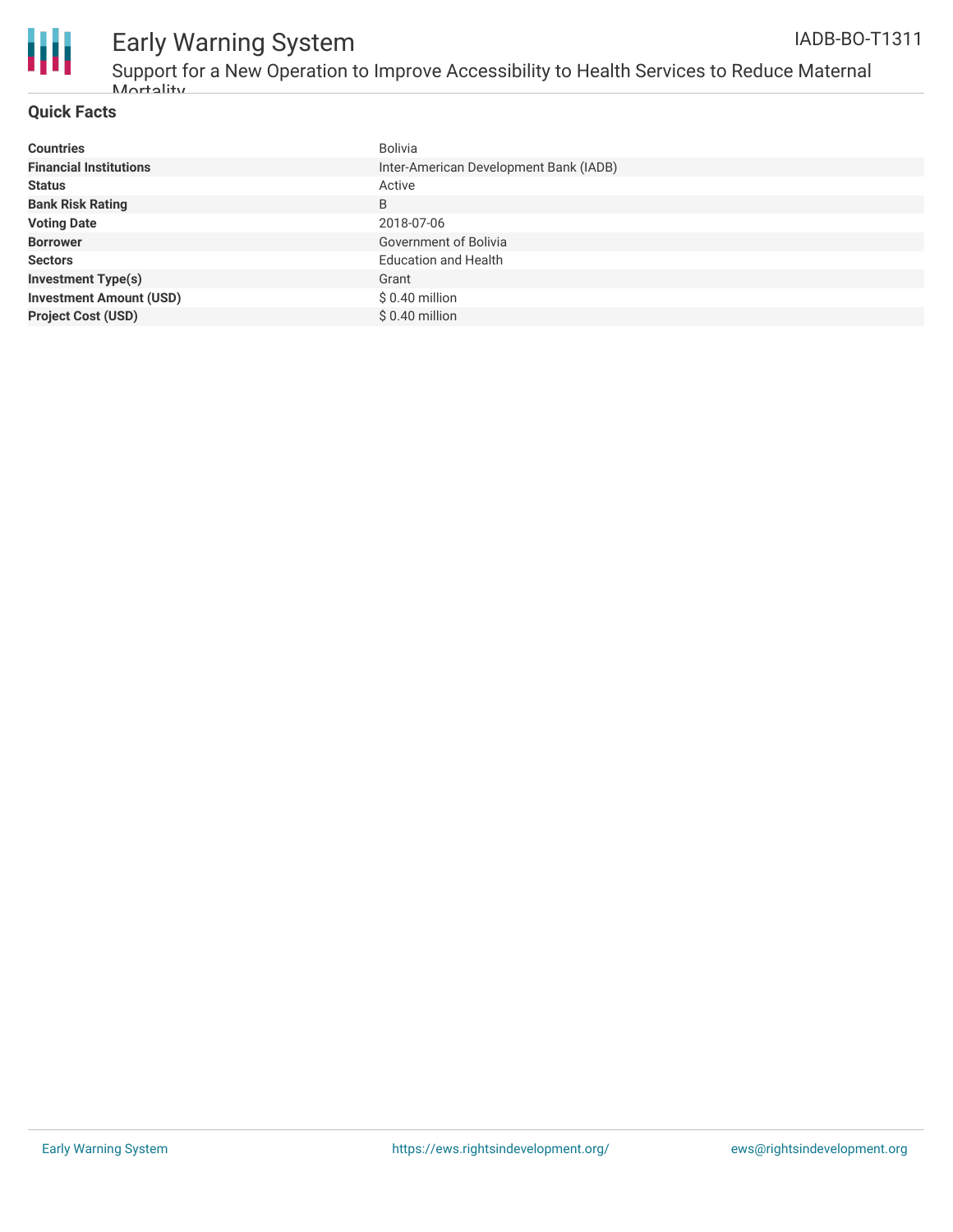## Quick Facts

| | |
|---|---|
| **Countries** | Bolivia |
| **Financial Institutions** | Inter-American Development Bank (IADB) |
| **Status** | Active |
| **Bank Risk Rating** | B |
| **Voting Date** | 2018-07-06 |
| **Borrower** | Government of Bolivia |
| **Sectors** | Education and Health |
| **Investment Type(s)** | Grant |
| **Investment Amount (USD)** | $ 0.40 million |
| **Project Cost (USD)** | $ 0.40 million |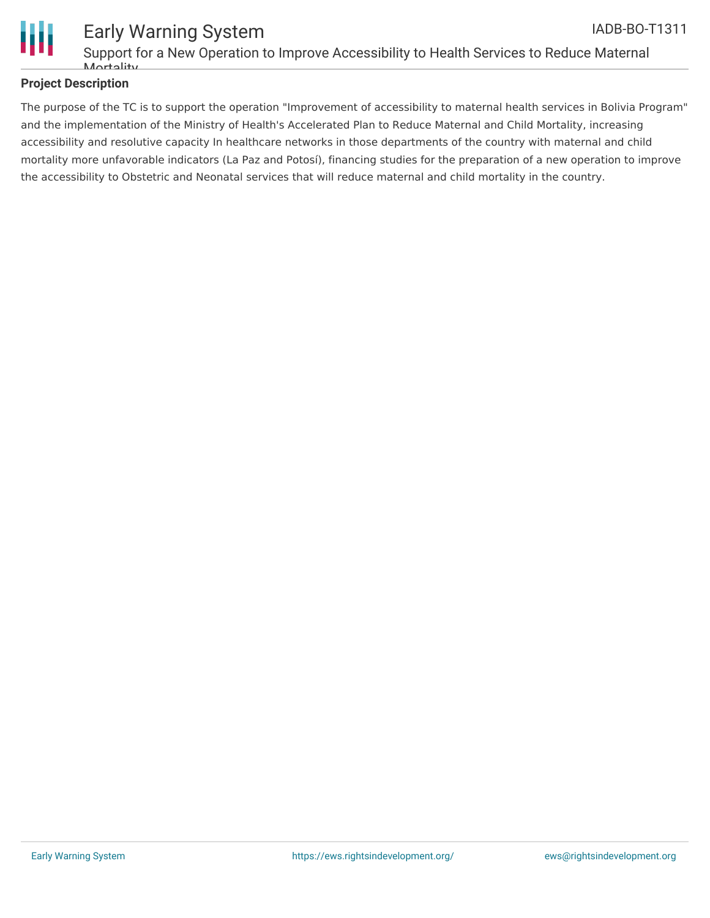## Project Description

The purpose of the TC is to support the operation "Improvement of accessibility to maternal health services in Bolivia Program" and the implementation of the Ministry of Health's Accelerated Plan to Reduce Maternal and Child Mortality, increasing accessibility and resolutive capacity In healthcare networks in those departments of the country with maternal and child mortality more unfavorable indicators (La Paz and Potosí), financing studies for the preparation of a new operation to improve the accessibility to Obstetric and Neonatal services that will reduce maternal and child mortality in the country.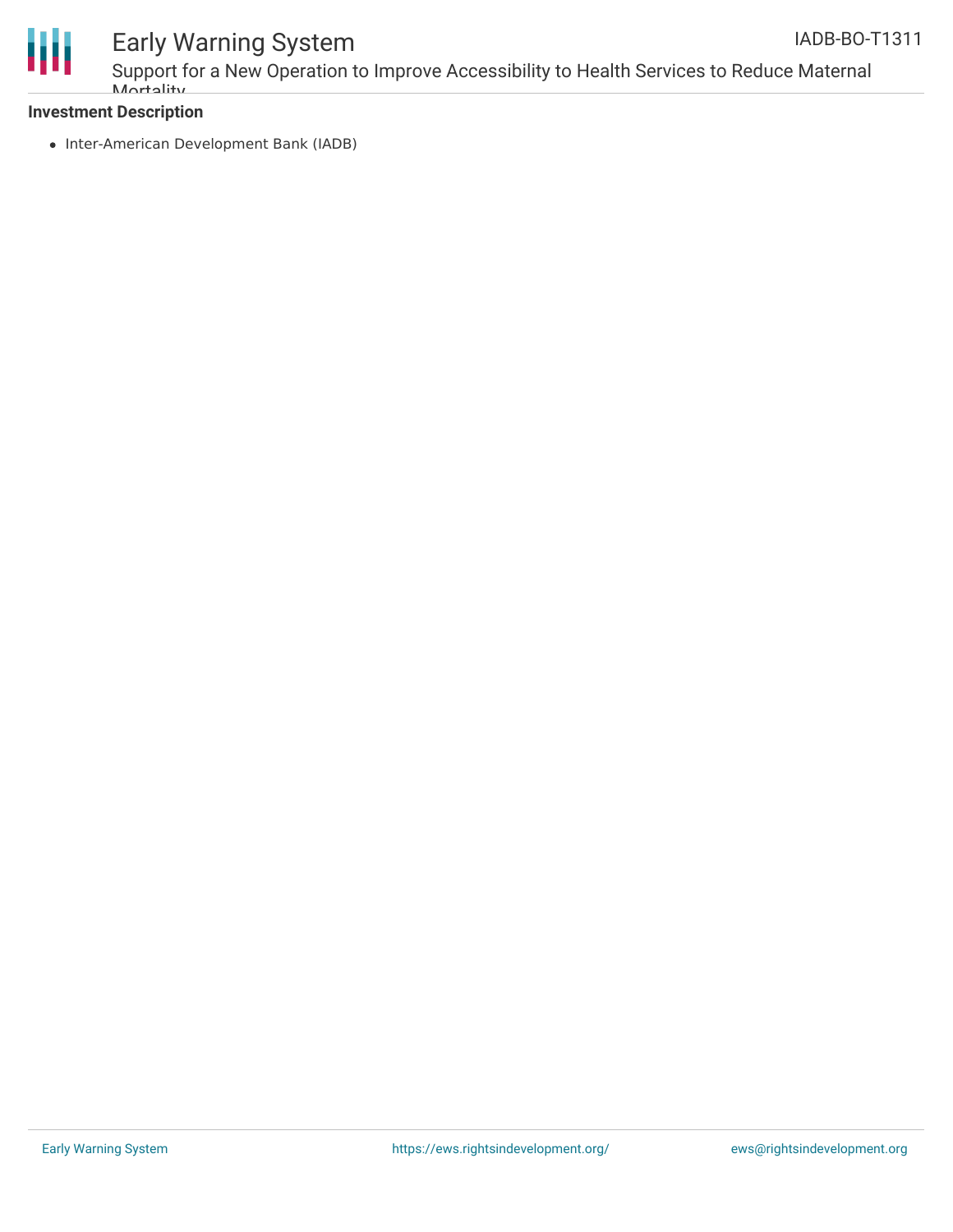### Investment Description

- Inter-American Development Bank (IADB)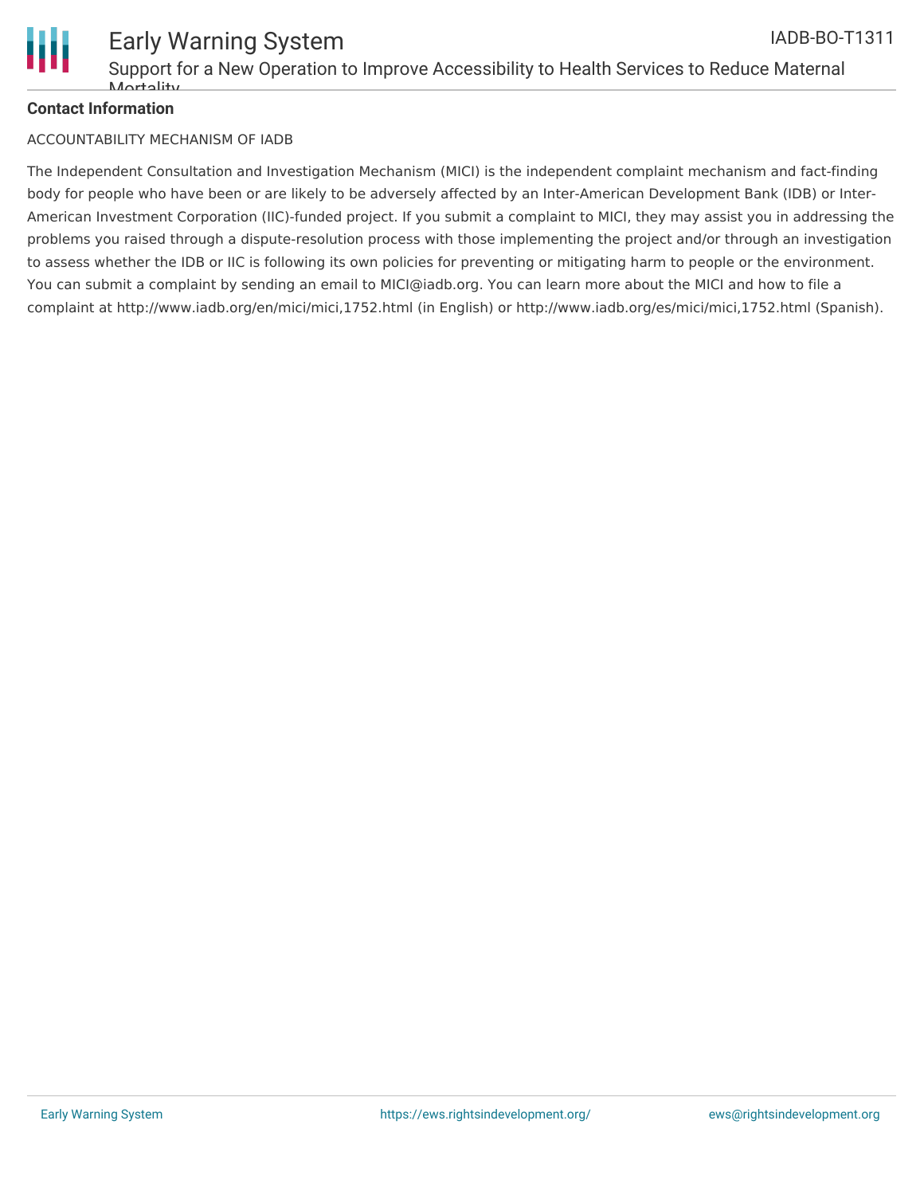**Contact Information**

ACCOUNTABILITY MECHANISM OF IADB

The Independent Consultation and Investigation Mechanism (MICI) is the independent complaint mechanism and fact-finding body for people who have been or are likely to be adversely affected by an Inter-American Development Bank (IDB) or Inter-American Investment Corporation (IIC)-funded project. If you submit a complaint to MICI, they may assist you in addressing the problems you raised through a dispute-resolution process with those implementing the project and/or through an investigation to assess whether the IDB or IIC is following its own policies for preventing or mitigating harm to people or the environment. You can submit a complaint by sending an email to MICI@iadb.org. You can learn more about the MICI and how to file a complaint at http://www.iadb.org/en/mici/mici,1752.html (in English) or http://www.iadb.org/es/mici/mici,1752.html (Spanish).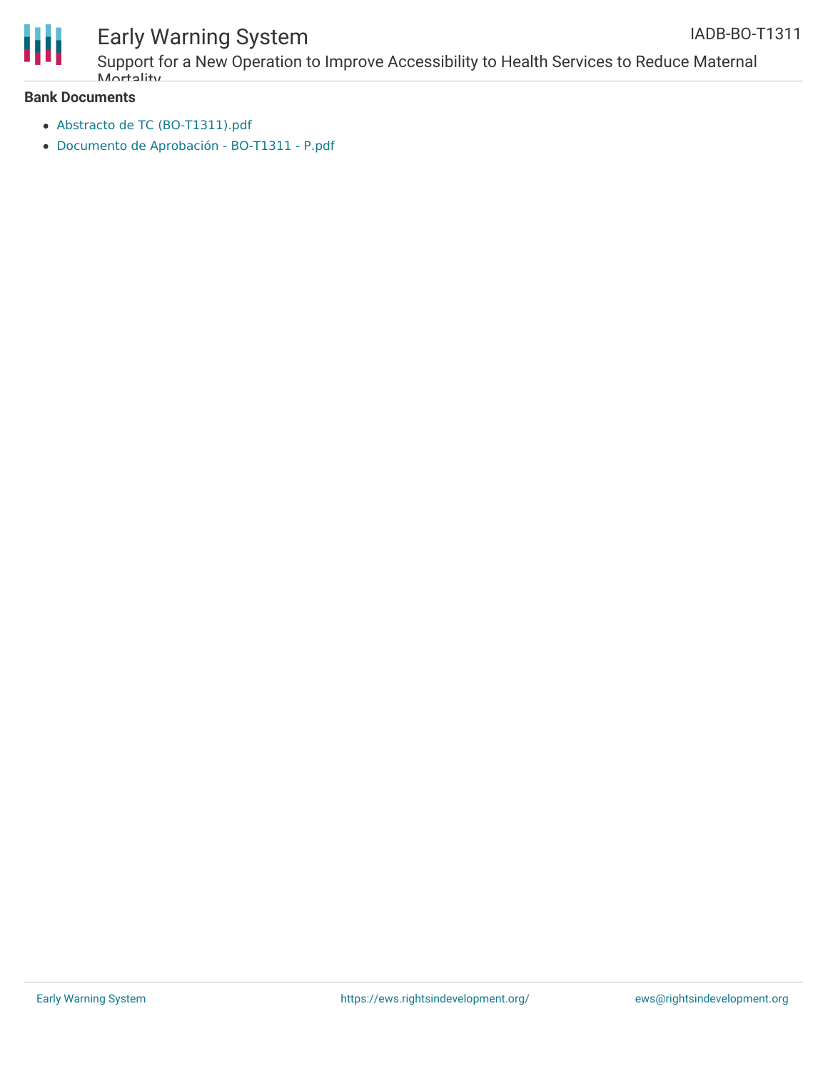**Bank Documents**

- Abstracto de TC (BO-T1311).pdf
- Documento de Aprobación - BO-T1311 - P.pdf